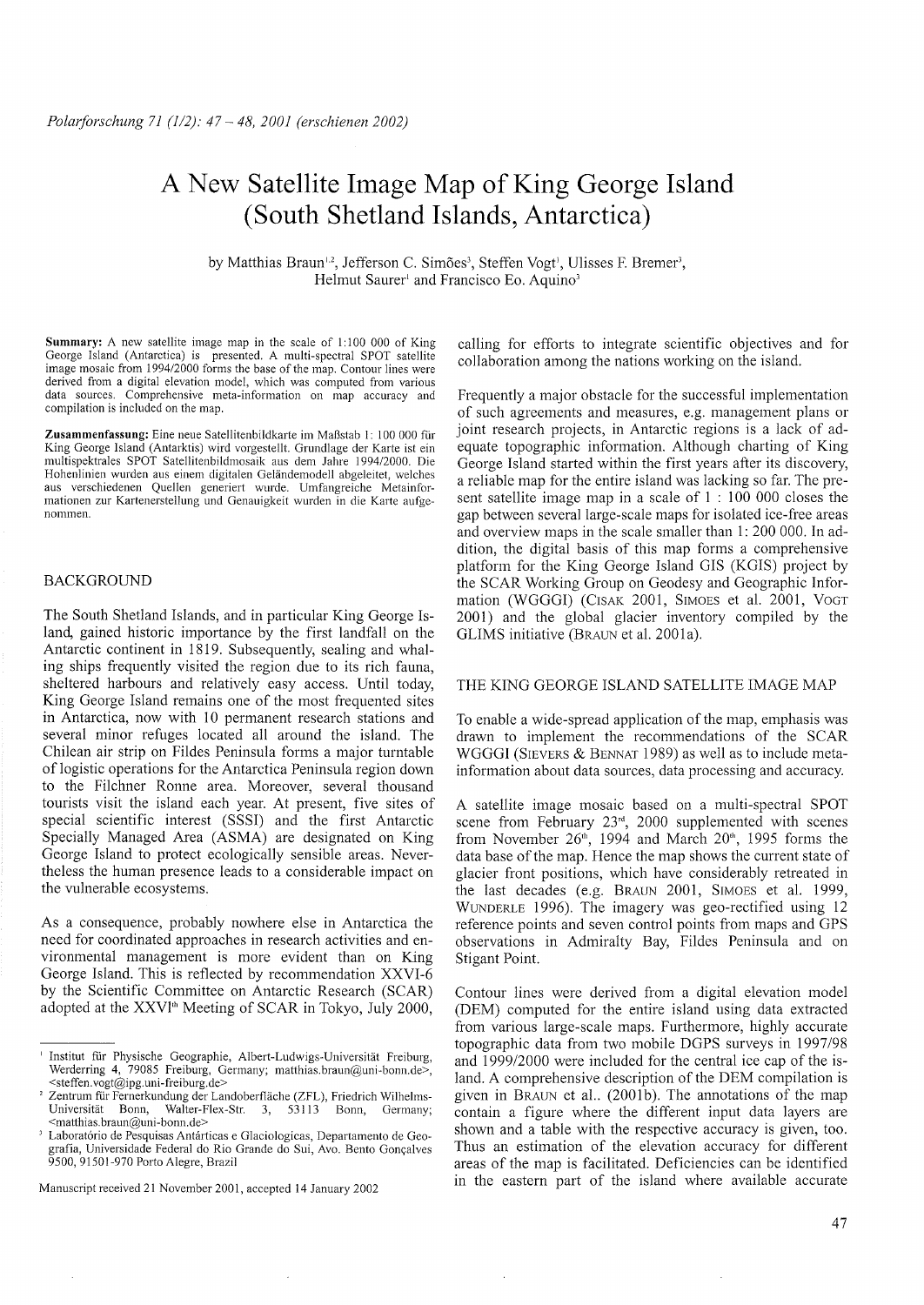# A New Satellite Image Map of King George Island (South Shetland Islands, Antarctica)

by Matthias Braun[1,2], Jefferson C. Simões[3], Steffen Vogt[1], Ulisses F. Bremer[3], Helmut Saurer[1] and Francisco Eo. Aquino[3]

**Summary:** A new satellite image map in the scale of 1:100 000 of King George Island (Antarctica) is presented. A multi-spectral SPOT satellite image mosaic from 1994/2000 forms the base of the map. Contour lines were derived from a digital elevation model, which was computed from various data sources. Comprehensive meta-information on map accuracy and compilation is included on the map.

**Zusammenfassung:** Eine neue Satellitenbildkarte im Maßstab 1: 100 000 für King George Island (Antarktis) wird vorgestellt. Grundlage der Karte ist ein multispektrales SPOT Satellitenbildmosaik aus dem Jahre 1994/2000. Die Hohenlinien wurden aus einem digitalen Geländemodell abgeleitet, welches aus verschiedenen Quellen generiert wurde. Umfangreiche Metainformationen zur Kartenerstellung und Genauigkeit wurden in die Karte aufgenommen.

## BACKGROUND

The South Shetland Islands, and in particular King George Island, gained historic importance by the first landfall on the Antarctic continent in 1819. Subsequently, sealing and whaling ships frequently visited the region due to its rich fauna, sheltered harbours and relatively easy access. Until today, King George Island remains one of the most frequented sites in Antarctica, now with 10 permanent research stations and several minor refuges located all around the island. The Chilean air strip on Fildes Peninsula forms a major turntable of logistic operations for the Antarctica Peninsula region down to the Filchner Ronne area. Moreover, several thousand tourists visit the island each year. At present, five sites of special scientific interest (SSSI) and the first Antarctic Specially Managed Area (ASMA) are designated on King George Island to protect ecologically sensible areas. Nevertheless the human presence leads to a considerable impact on the vulnerable ecosystems.

As a consequence, probably nowhere else in Antarctica the need for coordinated approaches in research activities and environmental management is more evident than on King George Island. This is reflected by recommendation XXVI-6 by the Scientific Committee on Antarctic Research (SCAR) adopted at the XXVI[th] Meeting of SCAR in Tokyo, July 2000, calling for efforts to integrate scientific objectives and for collaboration among the nations working on the island.

Frequently a major obstacle for the successful implementation of such agreements and measures, e.g. management plans or joint research projects, in Antarctic regions is a lack of adequate topographic information. Although charting of King George Island started within the first years after its discovery, a reliable map for the entire island was lacking so far. The present satellite image map in a scale of 1 : 100 000 closes the gap between several large-scale maps for isolated ice-free areas and overview maps in the scale smaller than 1: 200 000. In addition, the digital basis of this map forms a comprehensive platform for the King George Island GIS (KGIS) project by the SCAR Working Group on Geodesy and Geographic Information (WGGGI) (Cisak 2001, Simoes et al. 2001, Vogt 2001) and the global glacier inventory compiled by the GLIMS initiative (Braun et al. 2001a).

## THE KING GEORGE ISLAND SATELLITE IMAGE MAP

To enable a wide-spread application of the map, emphasis was drawn to implement the recommendations of the SCAR WGGGI (Sievers & Bennat 1989) as well as to include meta-information about data sources, data processing and accuracy.

A satellite image mosaic based on a multi-spectral SPOT scene from February 23[rd], 2000 supplemented with scenes from November 26[th], 1994 and March 20[th], 1995 forms the data base of the map. Hence the map shows the current state of glacier front positions, which have considerably retreated in the last decades (e.g. Braun 2001, Simoes et al. 1999, Wunderle 1996). The imagery was geo-rectified using 12 reference points and seven control points from maps and GPS observations in Admiralty Bay, Fildes Peninsula and on Stigant Point.

Contour lines were derived from a digital elevation model (DEM) computed for the entire island using data extracted from various large-scale maps. Furthermore, highly accurate topographic data from two mobile DGPS surveys in 1997/98 and 1999/2000 were included for the central ice cap of the island. A comprehensive description of the DEM compilation is given in Braun et al.. (2001b). The annotations of the map contain a figure where the different input data layers are shown and a table with the respective accuracy is given, too. Thus an estimation of the elevation accuracy for different areas of the map is facilitated. Deficiencies can be identified in the eastern part of the island where available accurate

---

[1] Institut für Physische Geographie, Albert-Ludwigs-Universität Freiburg, Werderring 4, 79085 Freiburg, Germany; matthias.braun@uni-bonn.de>, <steffen.vogt@ipg.uni-freiburg.de>

[2] Zentrum für Fernerkundung der Landoberfläche (ZFL), Friedrich Wilhelms-Universität Bonn, Walter-Flex-Str. 3, 53113 Bonn, Germany; <matthias.braun@uni-bonn.de>

[3] Laboratório de Pesquisas Antárticas e Glaciologicas, Departamento de Geografia, Universidade Federal do Rio Grande do Sul, Avo. Bento Gonçalves 9500, 91501-970 Porto Alegre, Brazil

Manuscript received 21 November 2001, accepted 14 January 2002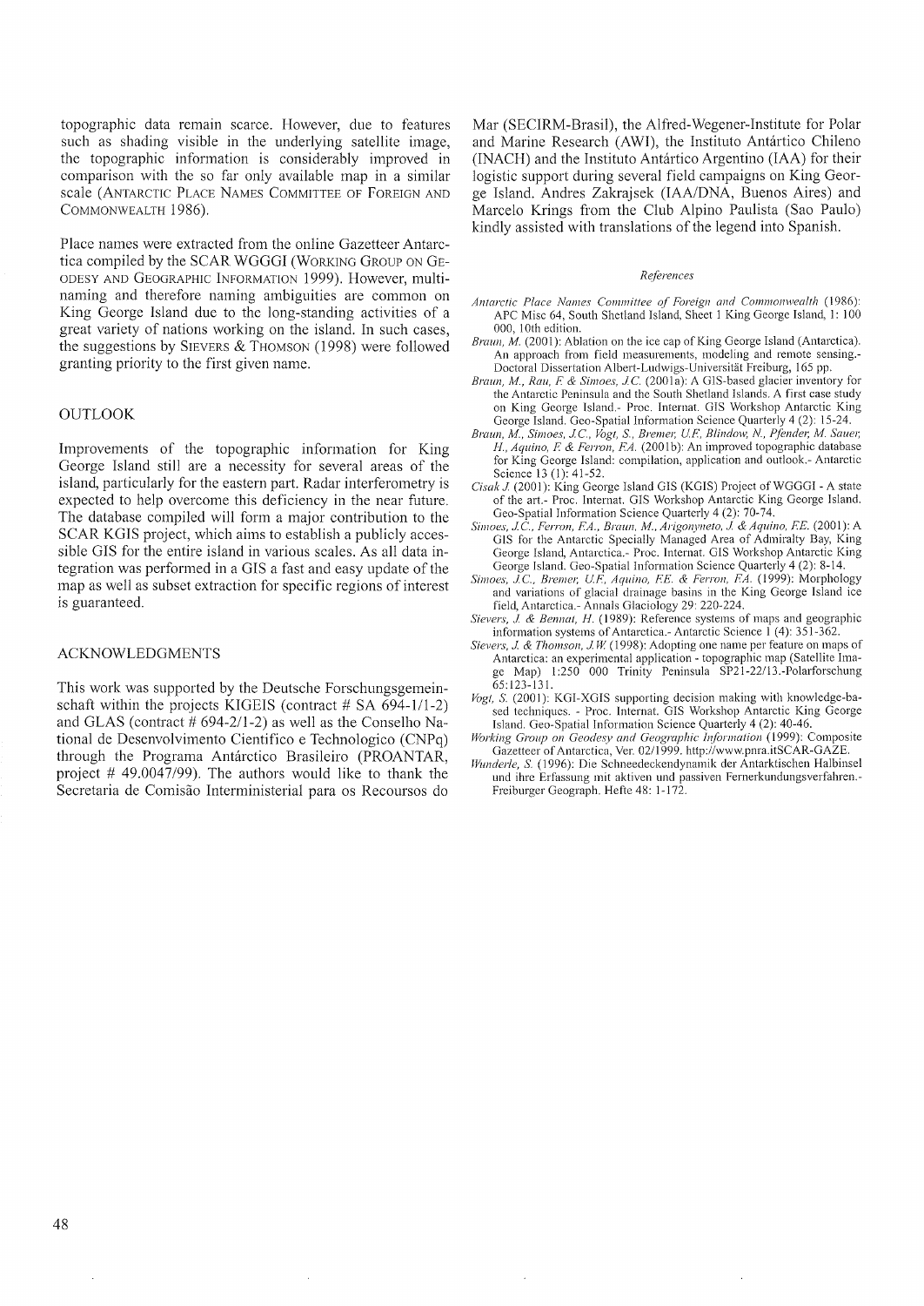topographic data remain scarce. However, due to features such as shading visible in the underlying satellite image, the topographic information is considerably improved in comparison with the so far only available map in a similar scale (ANTARCTIC PLACE NAMES COMMITTEE OF FOREIGN AND COMMONWEALTH 1986).

Place names were extracted from the online Gazetteer Antarctica compiled by the SCAR WGGGI (WORKING GROUP ON GEODESY AND GEOGRAPHIC INFORMATION 1999). However, multinaming and therefore naming ambiguities are common on King George Island due to the long-standing activities of a great variety of nations working on the island. In such cases, the suggestions by SIEVERS & THOMSON (1998) were followed granting priority to the first given name.

## OUTLOOK

Improvements of the topographic information for King George Island still are a necessity for several areas of the island, particularly for the eastern part. Radar interferometry is expected to help overcome this deficiency in the near future. The database compiled will form a major contribution to the SCAR KGIS project, which aims to establish a publicly accessible GIS for the entire island in various scales. As all data integration was performed in a GIS a fast and easy update of the map as well as subset extraction for specific regions of interest is guaranteed.

## ACKNOWLEDGMENTS

This work was supported by the Deutsche Forschungsgemeinschaft within the projects KIGEIS (contract # SA 694-1/1-2) and GLAS (contract # 694-2/1-2) as well as the Conselho Nacional de Desenvolvimento Cientifico e Technologico (CNPq) through the Programa Antárctico Brasileiro (PROANTAR, project # 49.0047/99). The authors would like to thank the Secretaria de Comisão Interministerial para os Recoursos do Mar (SECIRM-Brasil), the Alfred-Wegener-Institute for Polar and Marine Research (AWI), the Instituto Antártico Chileno (INACH) and the Instituto Antártico Argentino (IAA) for their logistic support during several field campaigns on King George Island. Andres Zakrajsek (IAA/DNA, Buenos Aires) and Marcelo Krings from the Club Alpino Paulista (Sao Paulo) kindly assisted with translations of the legend into Spanish.

### *References*

*Antarctic Place Names Committee of Foreign and Commonwealth* (1986): APC Misc 64, South Shetland Island, Sheet 1 King George Island, 1: 100 000, 10th edition.

*Braun, M.* (2001): Ablation on the ice cap of King George Island (Antarctica). An approach from field measurements, modeling and remote sensing.- Doctoral Dissertation Albert-Ludwigs-Universität Freiburg, 165 pp.

*Braun, M., Rau, F. & Simoes, J.C.* (2001a): A GIS-based glacier inventory for the Antarctic Peninsula and the South Shetland Islands. A first case study on King George Island.- Proc. Internat. GIS Workshop Antarctic King George Island. Geo-Spatial Information Science Quarterly 4 (2): 15-24.

*Braun, M., Simoes, J.C., Vogt, S., Bremer, U.F., Blindow, N., Pfender, M. Sauer, H., Aquino, F. & Ferron, F.A.* (2001b): An improved topographic database for King George Island: compilation, application and outlook.- Antarctic Science 13 (1): 41-52.

*Cisak J.* (2001): King George Island GIS (KGIS) Project of WGGGI - A state of the art.- Proc. Internat. GIS Workshop Antarctic King George Island. Geo-Spatial Information Science Quarterly 4 (2): 70-74.

*Simoes, J.C., Ferron, F.A., Braun, M., Arigonyneto, J. & Aquino, F.E.* (2001): A GIS for the Antarctic Specially Managed Area of Admiralty Bay, King George Island, Antarctica.- Proc. Internat. GIS Workshop Antarctic King George Island. Geo-Spatial Information Science Quarterly 4 (2): 8-14.

*Simoes, J.C., Bremer, U.F., Aquino, F.E. & Ferron, F.A.* (1999): Morphology and variations of glacial drainage basins in the King George Island ice field, Antarctica.- Annals Glaciology 29: 220-224.

*Sievers, J. & Bennat, H.* (1989): Reference systems of maps and geographic information systems of Antarctica.- Antarctic Science 1 (4): 351-362.

*Sievers, J. & Thomson, J.W.* (1998): Adopting one name per feature on maps of Antarctica: an experimental application - topographic map (Satellite Image Map) 1:250 000 Trinity Peninsula SP21-22/13.-Polarforschung 65:123-131.

*Vogt, S.* (2001): KGI-XGIS supporting decision making with knowledge-based techniques. - Proc. Internat. GIS Workshop Antarctic King George Island. Geo-Spatial Information Science Quarterly 4 (2): 40-46.

*Working Group on Geodesy and Geographic Information* (1999): Composite Gazetteer of Antarctica, Ver. 02/1999. http://www.pnra.itSCAR-GAZE.

*Wunderle, S.* (1996): Die Schneedeckendynamik der Antarktischen Halbinsel und ihre Erfassung mit aktiven und passiven Fernerkundungsverfahren.- Freiburger Geograph. Hefte 48: 1-172.